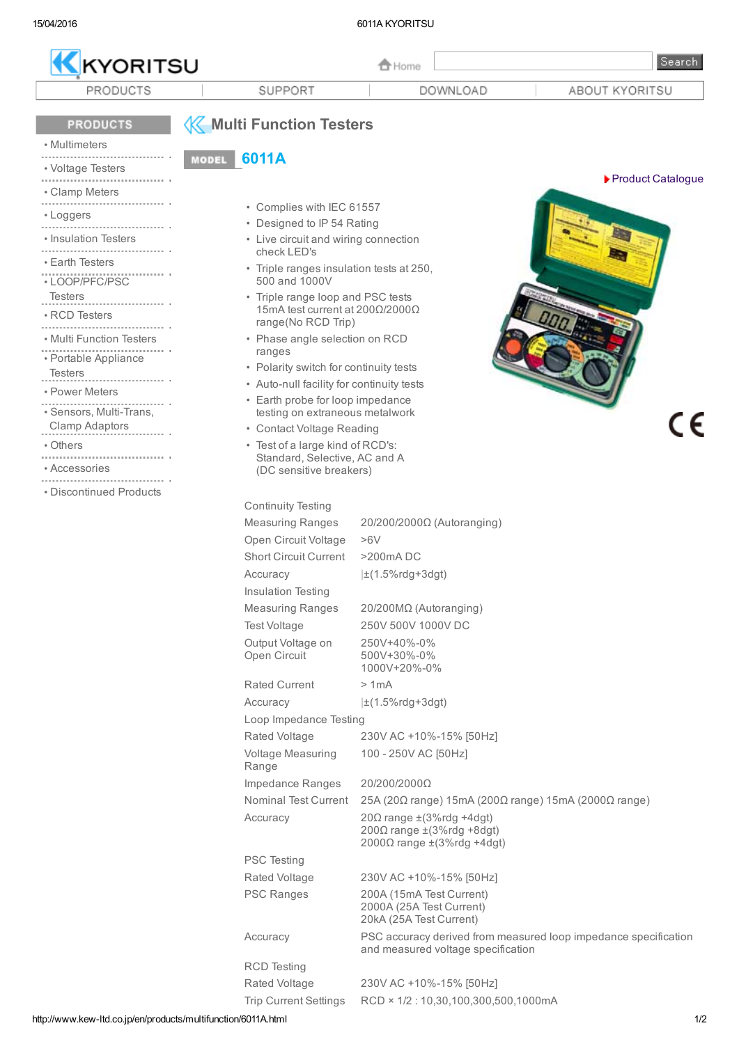# Multi Function Testers

## MODEL 6011A

Product Catalogue

- Complies with IEC 61557
- Designed to IP 54 Rating
- Live circuit and wiring connection check LED's
- Triple ranges insulation tests at 250, 500 and 1000V
- Triple range loop and PSC tests 15mA test current at 200Ω/2000Ω range(No RCD Trip)
- Phase angle selection on RCD ranges
- Polarity switch for continuity tests
- Auto-null facility for continuity tests
- Earth probe for loop impedance testing on extraneous metalwork
- Contact Voltage Reading
- Test of a large kind of RCD's: Standard, Selective, AC and A (DC sensitive breakers)

| | |
|---|---|
| **Continuity Testing** | |
| Measuring Ranges | 20/200/2000Ω (Autoranging) |
| Open Circuit Voltage | >6V |
| Short Circuit Current | >200mA DC |
| Accuracy | ±(1.5%rdg+3dgt) |
| **Insulation Testing** | |
| Measuring Ranges | 20/200MΩ (Autoranging) |
| Test Voltage | 250V 500V 1000V DC |
| Output Voltage on Open Circuit | 250V+40%-0%<br>500V+30%-0%<br>1000V+20%-0% |
| Rated Current | > 1mA |
| Accuracy | ±(1.5%rdg+3dgt) |
| **Loop Impedance Testing** | |
| Rated Voltage | 230V AC +10%-15% [50Hz] |
| Voltage Measuring Range | 100 - 250V AC [50Hz] |
| Impedance Ranges | 20/200/2000Ω |
| Nominal Test Current | 25A (20Ω range) 15mA (200Ω range) 15mA (2000Ω range) |
| Accuracy | 20Ω range ±(3%rdg +4dgt)<br>200Ω range ±(3%rdg +8dgt)<br>2000Ω range ±(3%rdg +4dgt) |
| **PSC Testing** | |
| Rated Voltage | 230V AC +10%-15% [50Hz] |
| PSC Ranges | 200A (15mA Test Current)<br>2000A (25A Test Current)<br>20kA (25A Test Current) |
| Accuracy | PSC accuracy derived from measured loop impedance specification and measured voltage specification |
| **RCD Testing** | |
| Rated Voltage | 230V AC +10%-15% [50Hz] |
| Trip Current Settings | RCD × 1/2 : 10,30,100,300,500,1000mA |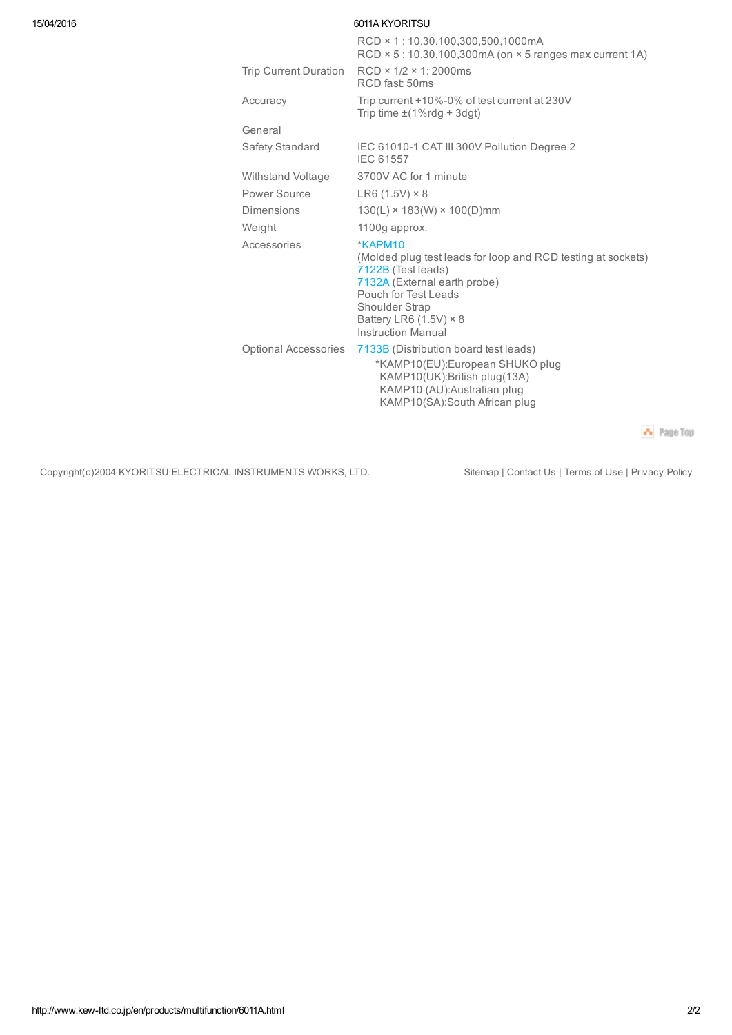| | |
|---|---|
| | RCD × 1 : 10,30,100,300,500,1000mA<br>RCD × 5 : 10,30,100,300mA (on × 5 ranges max current 1A) |
| Trip Current Duration | RCD × 1/2 × 1: 2000ms<br>RCD fast: 50ms |
| Accuracy | Trip current +10%-0% of test current at 230V<br>Trip time ±(1%rdg + 3dgt) |
| General | |
| Safety Standard | IEC 61010-1 CAT III 300V Pollution Degree 2<br>IEC 61557 |
| Withstand Voltage | 3700V AC for 1 minute |
| Power Source | LR6 (1.5V) × 8 |
| Dimensions | 130(L) × 183(W) × 100(D)mm |
| Weight | 1100g approx. |
| Accessories | *KAPM10<br>(Molded plug test leads for loop and RCD testing at sockets)<br>7122B (Test leads)<br>7132A (External earth probe)<br>Pouch for Test Leads<br>Shoulder Strap<br>Battery LR6 (1.5V) × 8<br>Instruction Manual |
| Optional Accessories | 7133B (Distribution board test leads) |

*KAMP10(EU):European SHUKO plug
KAMP10(UK):British plug(13A)
KAMP10 (AU):Australian plug
KAMP10(SA):South African plug

Page Top

Copyright(c)2004 KYORITSU ELECTRICAL INSTRUMENTS WORKS, LTD.

Sitemap | Contact Us | Terms of Use | Privacy Policy